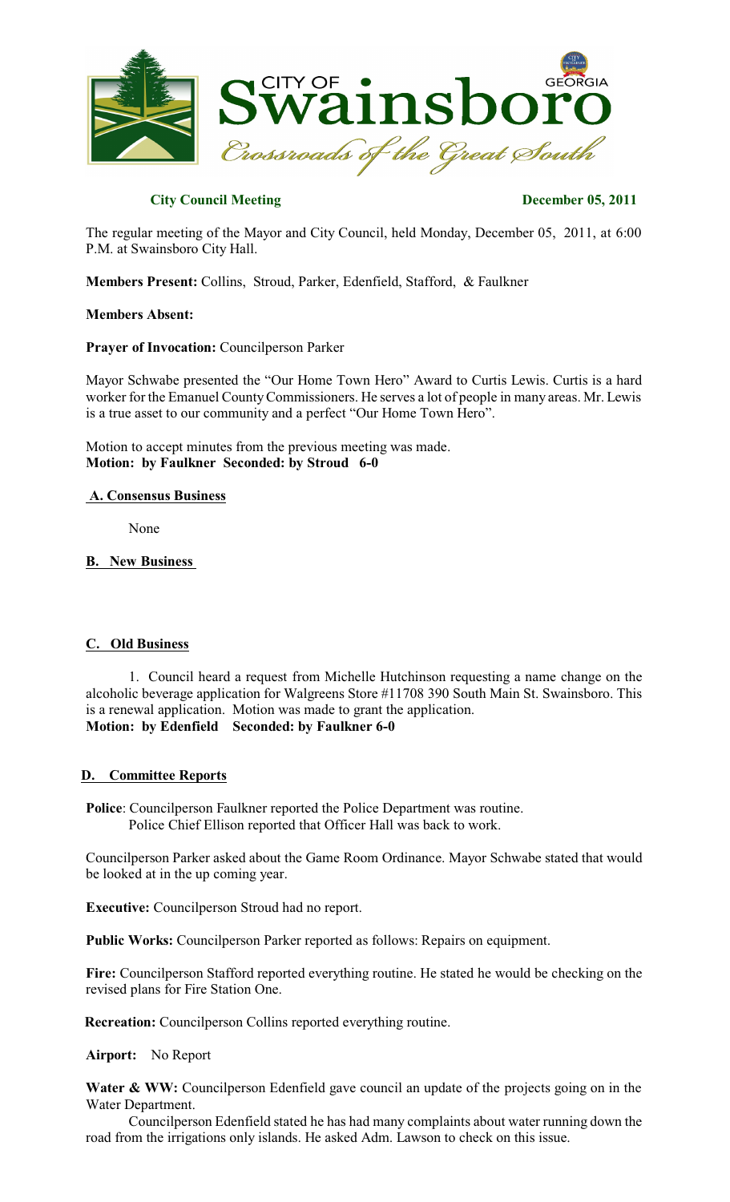# CITY OF Swainsboro GEORGIA

*Crossroads of the Great South*

**City Council Meeting** **December 05, 2011**

The regular meeting of the Mayor and City Council, held Monday, December 05, 2011, at 6:00 P.M. at Swainsboro City Hall.

**Members Present:** Collins, Stroud, Parker, Edenfield, Stafford, & Faulkner

**Members Absent:**

**Prayer of Invocation:** Councilperson Parker

Mayor Schwabe presented the "Our Home Town Hero" Award to Curtis Lewis. Curtis is a hard worker for the Emanuel County Commissioners. He serves a lot of people in many areas. Mr. Lewis is a true asset to our community and a perfect "Our Home Town Hero".

Motion to accept minutes from the previous meeting was made.
**Motion: by Faulkner Seconded: by Stroud 6-0**

## A. Consensus Business

None

## B. New Business

## C. Old Business

1. Council heard a request from Michelle Hutchinson requesting a name change on the alcoholic beverage application for Walgreens Store #11708 390 South Main St. Swainsboro. This is a renewal application. Motion was made to grant the application.
**Motion: by Edenfield Seconded: by Faulkner 6-0**

## D. Committee Reports

**Police**: Councilperson Faulkner reported the Police Department was routine.
Police Chief Ellison reported that Officer Hall was back to work.

Councilperson Parker asked about the Game Room Ordinance. Mayor Schwabe stated that would be looked at in the up coming year.

**Executive:** Councilperson Stroud had no report.

**Public Works:** Councilperson Parker reported as follows: Repairs on equipment.

**Fire:** Councilperson Stafford reported everything routine. He stated he would be checking on the revised plans for Fire Station One.

**Recreation:** Councilperson Collins reported everything routine.

**Airport:** No Report

**Water & WW:** Councilperson Edenfield gave council an update of the projects going on in the Water Department.

Councilperson Edenfield stated he has had many complaints about water running down the road from the irrigations only islands. He asked Adm. Lawson to check on this issue.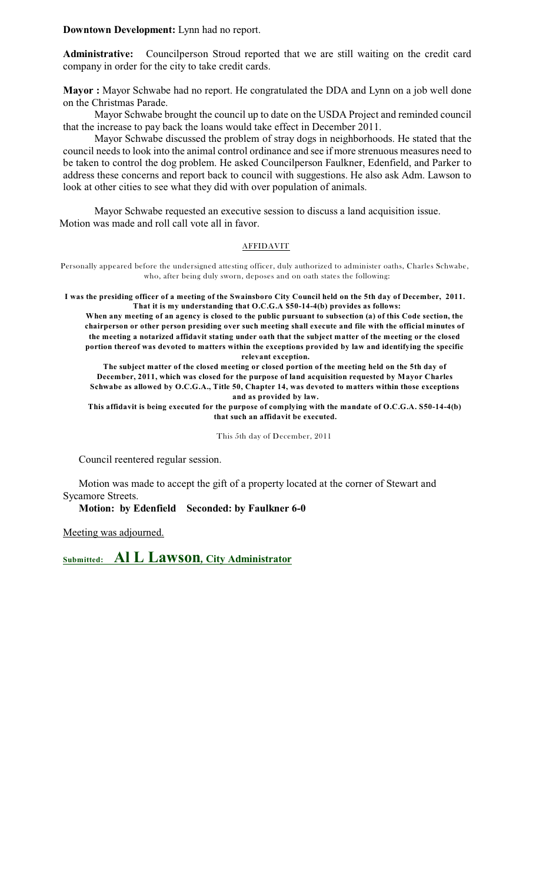**Downtown Development:** Lynn had no report.

**Administrative:** Councilperson Stroud reported that we are still waiting on the credit card company in order for the city to take credit cards.

**Mayor :** Mayor Schwabe had no report. He congratulated the DDA and Lynn on a job well done on the Christmas Parade.

Mayor Schwabe brought the council up to date on the USDA Project and reminded council that the increase to pay back the loans would take effect in December 2011.

Mayor Schwabe discussed the problem of stray dogs in neighborhoods. He stated that the council needs to look into the animal control ordinance and see if more strenuous measures need to be taken to control the dog problem. He asked Councilperson Faulkner, Edenfield, and Parker to address these concerns and report back to council with suggestions. He also ask Adm. Lawson to look at other cities to see what they did with over population of animals.

Mayor Schwabe requested an executive session to discuss a land acquisition issue. Motion was made and roll call vote all in favor.

AFFIDAVIT

Personally appeared before the undersigned attesting officer, duly authorized to administer oaths, Charles Schwabe, who, after being duly sworn, deposes and on oath states the following:

**I was the presiding officer of a meeting of the Swainsboro City Council held on the 5th day of December, 2011. That it is my understanding that O.C.G.A $50-14-4(b) provides as follows:**

**When any meeting of an agency is closed to the public pursuant to subsection (a) of this Code section, the chairperson or other person presiding over such meeting shall execute and file with the official minutes of the meeting a notarized affidavit stating under oath that the subject matter of the meeting or the closed portion thereof was devoted to matters within the exceptions provided by law and identifying the specific relevant exception.**

**The subject matter of the closed meeting or closed portion of the meeting held on the 5th day of December, 2011, which was closed for the purpose of land acquisition requested by Mayor Charles Schwabe as allowed by O.C.G.A., Title 50, Chapter 14, was devoted to matters within those exceptions and as provided by law.**

**This affidavit is being executed for the purpose of complying with the mandate of O.C.G.A. S50-14-4(b) that such an affidavit be executed.**

This 5th day of December, 2011

Council reentered regular session.

Motion was made to accept the gift of a property located at the corner of Stewart and Sycamore Streets.

**Motion: by Edenfield Seconded: by Faulkner 6-0**

Meeting was adjourned.

**Submitted: Al L Lawson, City Administrator**